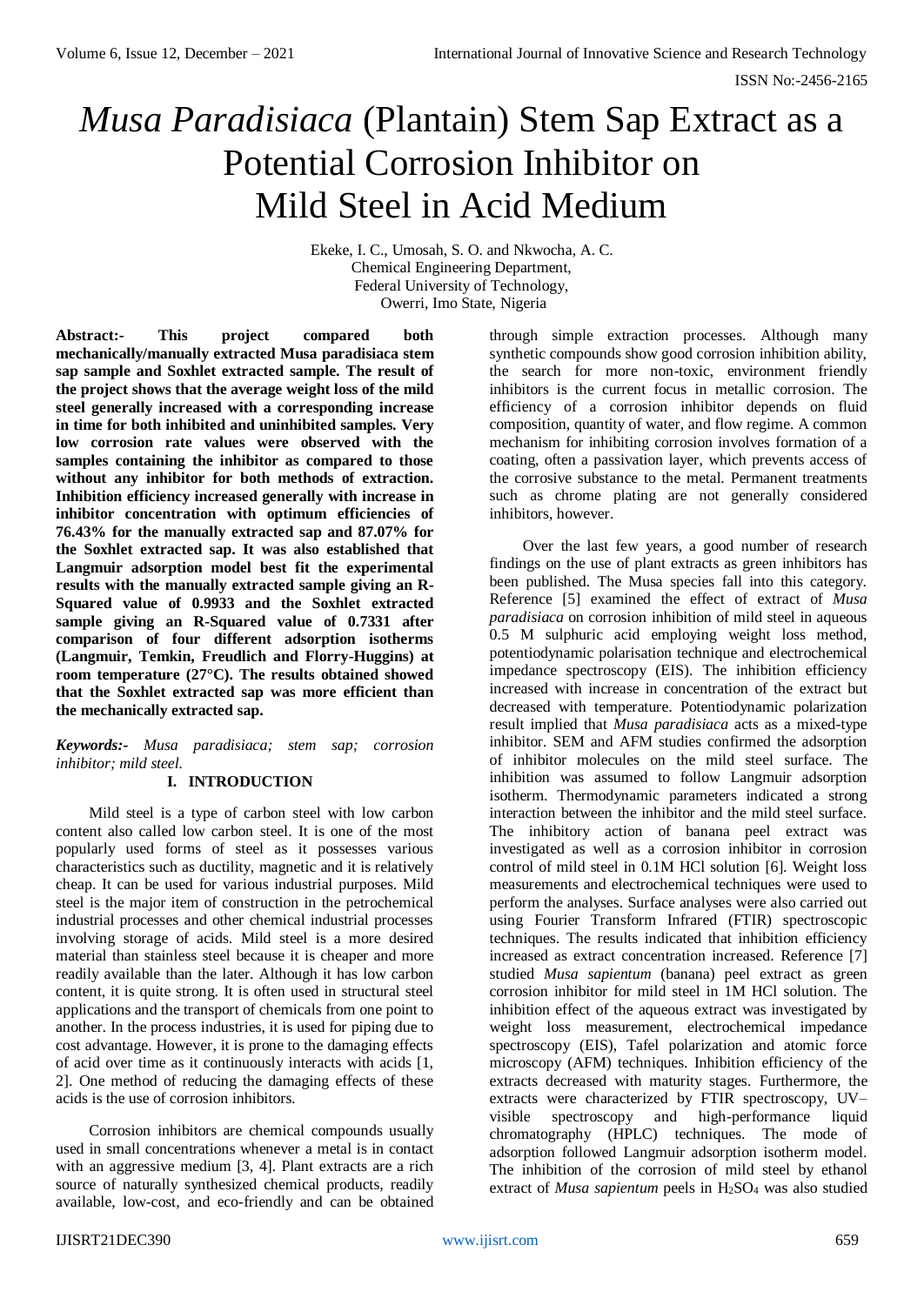# *Musa Paradisiaca* (Plantain) Stem Sap Extract as a Potential Corrosion Inhibitor on Mild Steel in Acid Medium

Ekeke, I. C., Umosah, S. O. and Nkwocha, A. C.
Chemical Engineering Department,
Federal University of Technology,
Owerri, Imo State, Nigeria

**Abstract:- This project compared both mechanically/manually extracted Musa paradisiaca stem sap sample and Soxhlet extracted sample. The result of the project shows that the average weight loss of the mild steel generally increased with a corresponding increase in time for both inhibited and uninhibited samples. Very low corrosion rate values were observed with the samples containing the inhibitor as compared to those without any inhibitor for both methods of extraction. Inhibition efficiency increased generally with increase in inhibitor concentration with optimum efficiencies of 76.43% for the manually extracted sap and 87.07% for the Soxhlet extracted sap. It was also established that Langmuir adsorption model best fit the experimental results with the manually extracted sample giving an R-Squared value of 0.9933 and the Soxhlet extracted sample giving an R-Squared value of 0.7331 after comparison of four different adsorption isotherms (Langmuir, Temkin, Freudlich and Florry-Huggins) at room temperature (27°C). The results obtained showed that the Soxhlet extracted sap was more efficient than the mechanically extracted sap.**

***Keywords:-*** *Musa paradisiaca; stem sap; corrosion inhibitor; mild steel.*

## I. INTRODUCTION

Mild steel is a type of carbon steel with low carbon content also called low carbon steel. It is one of the most popularly used forms of steel as it possesses various characteristics such as ductility, magnetic and it is relatively cheap. It can be used for various industrial purposes. Mild steel is the major item of construction in the petrochemical industrial processes and other chemical industrial processes involving storage of acids. Mild steel is a more desired material than stainless steel because it is cheaper and more readily available than the later. Although it has low carbon content, it is quite strong. It is often used in structural steel applications and the transport of chemicals from one point to another. In the process industries, it is used for piping due to cost advantage. However, it is prone to the damaging effects of acid over time as it continuously interacts with acids [1, 2]. One method of reducing the damaging effects of these acids is the use of corrosion inhibitors.

Corrosion inhibitors are chemical compounds usually used in small concentrations whenever a metal is in contact with an aggressive medium [3, 4]. Plant extracts are a rich source of naturally synthesized chemical products, readily available, low-cost, and eco-friendly and can be obtained through simple extraction processes. Although many synthetic compounds show good corrosion inhibition ability, the search for more non-toxic, environment friendly inhibitors is the current focus in metallic corrosion. The efficiency of a corrosion inhibitor depends on fluid composition, quantity of water, and flow regime. A common mechanism for inhibiting corrosion involves formation of a coating, often a passivation layer, which prevents access of the corrosive substance to the metal. Permanent treatments such as chrome plating are not generally considered inhibitors, however.

Over the last few years, a good number of research findings on the use of plant extracts as green inhibitors has been published. The Musa species fall into this category. Reference [5] examined the effect of extract of *Musa paradisiaca* on corrosion inhibition of mild steel in aqueous 0.5 M sulphuric acid employing weight loss method, potentiodynamic polarisation technique and electrochemical impedance spectroscopy (EIS). The inhibition efficiency increased with increase in concentration of the extract but decreased with temperature. Potentiodynamic polarization result implied that *Musa paradisiaca* acts as a mixed-type inhibitor. SEM and AFM studies confirmed the adsorption of inhibitor molecules on the mild steel surface. The inhibition was assumed to follow Langmuir adsorption isotherm. Thermodynamic parameters indicated a strong interaction between the inhibitor and the mild steel surface. The inhibitory action of banana peel extract was investigated as well as a corrosion inhibitor in corrosion control of mild steel in 0.1M HCl solution [6]. Weight loss measurements and electrochemical techniques were used to perform the analyses. Surface analyses were also carried out using Fourier Transform Infrared (FTIR) spectroscopic techniques. The results indicated that inhibition efficiency increased as extract concentration increased. Reference [7] studied *Musa sapientum* (banana) peel extract as green corrosion inhibitor for mild steel in 1M HCl solution. The inhibition effect of the aqueous extract was investigated by weight loss measurement, electrochemical impedance spectroscopy (EIS), Tafel polarization and atomic force microscopy (AFM) techniques. Inhibition efficiency of the extracts decreased with maturity stages. Furthermore, the extracts were characterized by FTIR spectroscopy, UV–visible spectroscopy and high-performance liquid chromatography (HPLC) techniques. The mode of adsorption followed Langmuir adsorption isotherm model. The inhibition of the corrosion of mild steel by ethanol extract of *Musa sapientum* peels in $H_2SO_4$ was also studied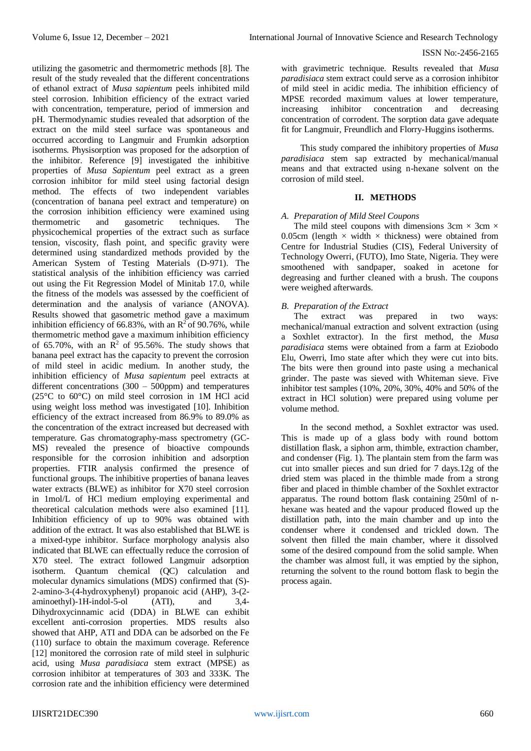utilizing the gasometric and thermometric methods [8]. The result of the study revealed that the different concentrations of ethanol extract of *Musa sapientum* peels inhibited mild steel corrosion. Inhibition efficiency of the extract varied with concentration, temperature, period of immersion and pH. Thermodynamic studies revealed that adsorption of the extract on the mild steel surface was spontaneous and occurred according to Langmuir and Frumkin adsorption isotherms. Physisorption was proposed for the adsorption of the inhibitor. Reference [9] investigated the inhibitive properties of *Musa Sapientum* peel extract as a green corrosion inhibitor for mild steel using factorial design method. The effects of two independent variables (concentration of banana peel extract and temperature) on the corrosion inhibition efficiency were examined using thermometric and gasometric techniques. The physicochemical properties of the extract such as surface tension, viscosity, flash point, and specific gravity were determined using standardized methods provided by the American System of Testing Materials (D-971). The statistical analysis of the inhibition efficiency was carried out using the Fit Regression Model of Minitab 17.0, while the fitness of the models was assessed by the coefficient of determination and the analysis of variance (ANOVA). Results showed that gasometric method gave a maximum inhibition efficiency of 66.83%, with an $R^2$ of 90.76%, while thermometric method gave a maximum inhibition efficiency of 65.70%, with an $R^2$ of 95.56%. The study shows that banana peel extract has the capacity to prevent the corrosion of mild steel in acidic medium. In another study, the inhibition efficiency of *Musa sapientum* peel extracts at different concentrations (300 – 500ppm) and temperatures (25°C to 60°C) on mild steel corrosion in 1M HCl acid using weight loss method was investigated [10]. Inhibition efficiency of the extract increased from 86.9% to 89.0% as the concentration of the extract increased but decreased with temperature. Gas chromatography-mass spectrometry (GC-MS) revealed the presence of bioactive compounds responsible for the corrosion inhibition and adsorption properties. FTIR analysis confirmed the presence of functional groups. The inhibitive properties of banana leaves water extracts (BLWE) as inhibitor for X70 steel corrosion in 1mol/L of HCl medium employing experimental and theoretical calculation methods were also examined [11]. Inhibition efficiency of up to 90% was obtained with addition of the extract. It was also established that BLWE is a mixed-type inhibitor. Surface morphology analysis also indicated that BLWE can effectually reduce the corrosion of X70 steel. The extract followed Langmuir adsorption isotherm. Quantum chemical (QC) calculation and molecular dynamics simulations (MDS) confirmed that (S)-2-amino-3-(4-hydroxyphenyl) propanoic acid (AHP), 3-(2-aminoethyl)-1H-indol-5-ol (ATI), and 3,4-Dihydroxycinnamic acid (DDA) in BLWE can exhibit excellent anti-corrosion properties. MDS results also showed that AHP, ATI and DDA can be adsorbed on the Fe (110) surface to obtain the maximum coverage. Reference [12] monitored the corrosion rate of mild steel in sulphuric acid, using *Musa paradisiaca* stem extract (MPSE) as corrosion inhibitor at temperatures of 303 and 333K. The corrosion rate and the inhibition efficiency were determined with gravimetric technique. Results revealed that *Musa paradisiaca* stem extract could serve as a corrosion inhibitor of mild steel in acidic media. The inhibition efficiency of MPSE recorded maximum values at lower temperature, increasing inhibitor concentration and decreasing concentration of corrodent. The sorption data gave adequate fit for Langmuir, Freundlich and Florry-Huggins isotherms.

This study compared the inhibitory properties of *Musa paradisiaca* stem sap extracted by mechanical/manual means and that extracted using n-hexane solvent on the corrosion of mild steel.

## II. METHODS

### *A. Preparation of Mild Steel Coupons*

The mild steel coupons with dimensions 3cm × 3cm × 0.05cm (length × width × thickness) were obtained from Centre for Industrial Studies (CIS), Federal University of Technology Owerri, (FUTO), Imo State, Nigeria. They were smoothened with sandpaper, soaked in acetone for degreasing and further cleaned with a brush. The coupons were weighed afterwards.

### *B. Preparation of the Extract*

The extract was prepared in two ways: mechanical/manual extraction and solvent extraction (using a Soxhlet extractor). In the first method, the *Musa paradisiaca* stems were obtained from a farm at Eziobodo Elu, Owerri, Imo state after which they were cut into bits. The bits were then ground into paste using a mechanical grinder. The paste was sieved with Whiteman sieve. Five inhibitor test samples (10%, 20%, 30%, 40% and 50% of the extract in HCl solution) were prepared using volume per volume method.

In the second method, a Soxhlet extractor was used. This is made up of a glass body with round bottom distillation flask, a siphon arm, thimble, extraction chamber, and condenser (Fig. 1). The plantain stem from the farm was cut into smaller pieces and sun dried for 7 days.12g of the dried stem was placed in the thimble made from a strong fiber and placed in thimble chamber of the Soxhlet extractor apparatus. The round bottom flask containing 250ml of n-hexane was heated and the vapour produced flowed up the distillation path, into the main chamber and up into the condenser where it condensed and trickled down. The solvent then filled the main chamber, where it dissolved some of the desired compound from the solid sample. When the chamber was almost full, it was emptied by the siphon, returning the solvent to the round bottom flask to begin the process again.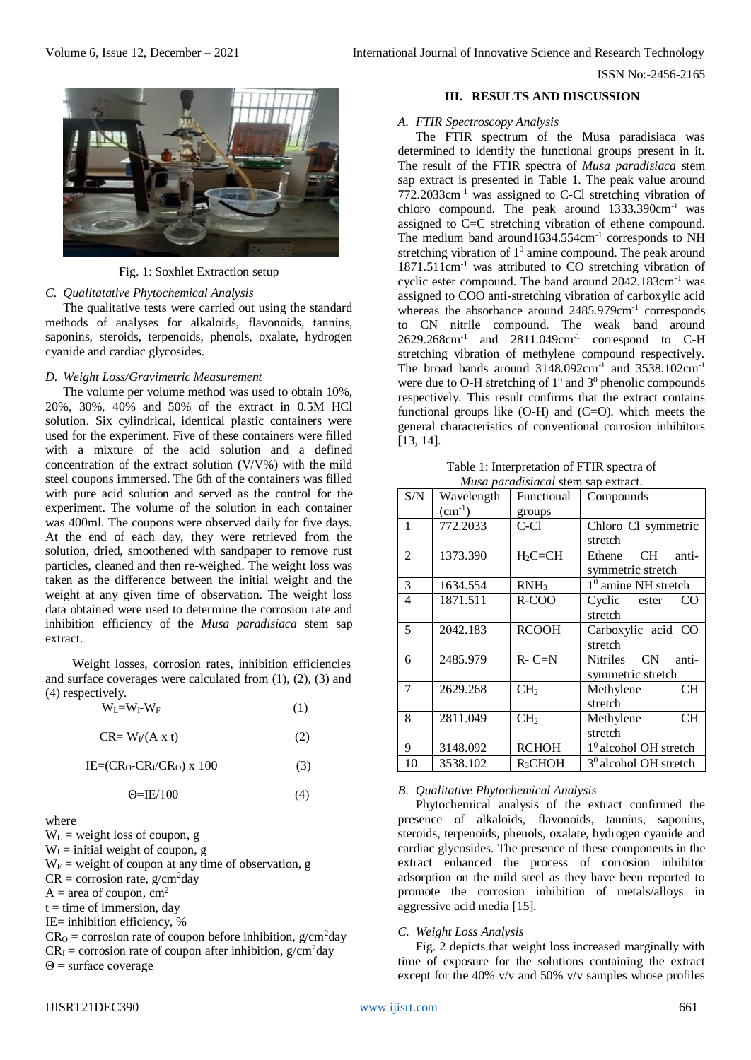Fig. 1: Soxhlet Extraction setup

### C. Qualitatative Phytochemical Analysis

The qualitative tests were carried out using the standard methods of analyses for alkaloids, flavonoids, tannins, saponins, steroids, terpenoids, phenols, oxalate, hydrogen cyanide and cardiac glycosides.

### D. Weight Loss/Gravimetric Measurement

The volume per volume method was used to obtain 10%, 20%, 30%, 40% and 50% of the extract in 0.5M HCl solution. Six cylindrical, identical plastic containers were used for the experiment. Five of these containers were filled with a mixture of the acid solution and a defined concentration of the extract solution (V/V%) with the mild steel coupons immersed. The 6th of the containers was filled with pure acid solution and served as the control for the experiment. The volume of the solution in each container was 400ml. The coupons were observed daily for five days. At the end of each day, they were retrieved from the solution, dried, smoothened with sandpaper to remove rust particles, cleaned and then re-weighed. The weight loss was taken as the difference between the initial weight and the weight at any given time of observation. The weight loss data obtained were used to determine the corrosion rate and inhibition efficiency of the *Musa paradisiaca* stem sap extract.

Weight losses, corrosion rates, inhibition efficiencies and surface coverages were calculated from (1), (2), (3) and (4) respectively.

$$W_L = W_I - W_F \qquad (1)$$

$$CR = W_I/(A \times t) \qquad (2)$$

$$IE = (CR_O - CR_I/CR_O) \times 100 \qquad (3)$$

$$\Theta = IE/100 \qquad (4)$$

where

$W_L$ = weight loss of coupon, g
$W_I$ = initial weight of coupon, g
$W_F$ = weight of coupon at any time of observation, g
CR = corrosion rate, $g/cm^2day$
A = area of coupon, $cm^2$
t = time of immersion, day
IE= inhibition efficiency, %
$CR_O$ = corrosion rate of coupon before inhibition, $g/cm^2day$
$CR_I$ = corrosion rate of coupon after inhibition, $g/cm^2day$
$\Theta$ = surface coverage

## III. RESULTS AND DISCUSSION

### A. FTIR Spectroscopy Analysis

The FTIR spectrum of the Musa paradisiaca was determined to identify the functional groups present in it. The result of the FTIR spectra of *Musa paradisiaca* stem sap extract is presented in Table 1. The peak value around 772.2033cm$^{-1}$ was assigned to C-Cl stretching vibration of chloro compound. The peak around 1333.390cm$^{-1}$ was assigned to C=C stretching vibration of ethene compound. The medium band around1634.554cm$^{-1}$ corresponds to NH stretching vibration of $1^0$ amine compound. The peak around 1871.511cm$^{-1}$ was attributed to CO stretching vibration of cyclic ester compound. The band around 2042.183cm$^{-1}$ was assigned to COO anti-stretching vibration of carboxylic acid whereas the absorbance around 2485.979cm$^{-1}$ corresponds to CN nitrile compound. The weak band around 2629.268cm$^{-1}$ and 2811.049cm$^{-1}$ correspond to C-H stretching vibration of methylene compound respectively. The broad bands around 3148.092cm$^{-1}$ and 3538.102cm$^{-1}$ were due to O-H stretching of $1^0$ and $3^0$ phenolic compounds respectively. This result confirms that the extract contains functional groups like (O-H) and (C=O). which meets the general characteristics of conventional corrosion inhibitors [13, 14].

Table 1: Interpretation of FTIR spectra of *Musa paradisiacal* stem sap extract.

| S/N | Wavelength ($cm^{-1}$) | Functional groups | Compounds |
|---|---|---|---|
| 1 | 772.2033 | C-Cl | Chloro Cl symmetric stretch |
| 2 | 1373.390 | $H_2C$=CH | Ethene CH anti-symmetric stretch |
| 3 | 1634.554 | $RNH_3$ | $1^0$ amine NH stretch |
| 4 | 1871.511 | R-COO | Cyclic ester CO stretch |
| 5 | 2042.183 | RCOOH | Carboxylic acid CO stretch |
| 6 | 2485.979 | R- C=N | Nitriles CN anti-symmetric stretch |
| 7 | 2629.268 | $CH_2$ | Methylene CH stretch |
| 8 | 2811.049 | $CH_2$ | Methylene CH stretch |
| 9 | 3148.092 | RCHOH | $1^0$ alcohol OH stretch |
| 10 | 3538.102 | $R_3$CHOH | $3^0$ alcohol OH stretch |

### B. Qualitative Phytochemical Analysis

Phytochemical analysis of the extract confirmed the presence of alkaloids, flavonoids, tannins, saponins, steroids, terpenoids, phenols, oxalate, hydrogen cyanide and cardiac glycosides. The presence of these components in the extract enhanced the process of corrosion inhibitor adsorption on the mild steel as they have been reported to promote the corrosion inhibition of metals/alloys in aggressive acid media [15].

### C. Weight Loss Analysis

Fig. 2 depicts that weight loss increased marginally with time of exposure for the solutions containing the extract except for the 40% v/v and 50% v/v samples whose profiles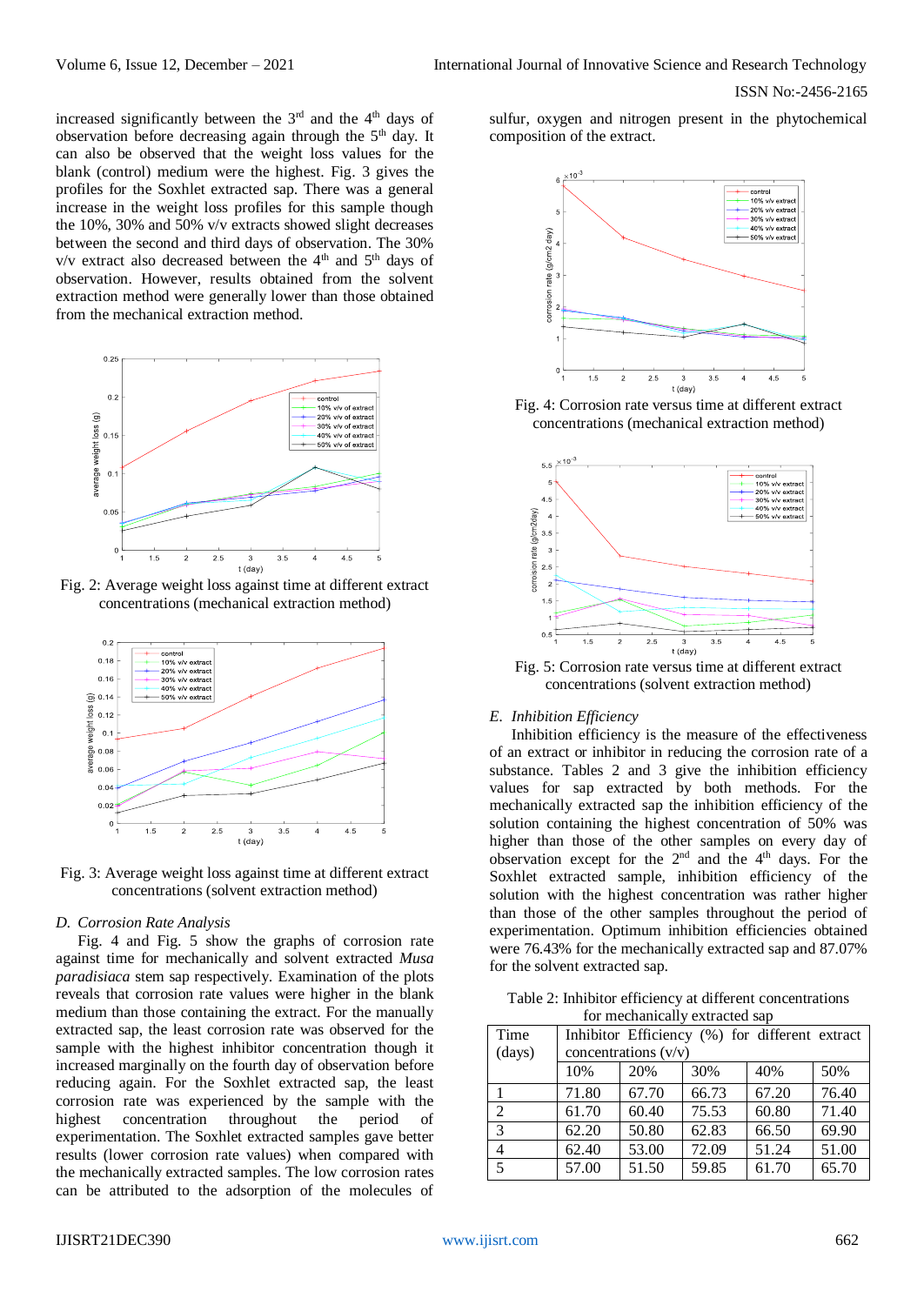increased significantly between the 3rd and the 4th days of observation before decreasing again through the 5th day. It can also be observed that the weight loss values for the blank (control) medium were the highest. Fig. 3 gives the profiles for the Soxhlet extracted sap. There was a general increase in the weight loss profiles for this sample though the 10%, 30% and 50% v/v extracts showed slight decreases between the second and third days of observation. The 30% v/v extract also decreased between the 4th and 5th days of observation. However, results obtained from the solvent extraction method were generally lower than those obtained from the mechanical extraction method.

Fig. 2: Average weight loss against time at different extract concentrations (mechanical extraction method)

Fig. 3: Average weight loss against time at different extract concentrations (solvent extraction method)

### D. *Corrosion Rate Analysis*

Fig. 4 and Fig. 5 show the graphs of corrosion rate against time for mechanically and solvent extracted *Musa paradisiaca* stem sap respectively. Examination of the plots reveals that corrosion rate values were higher in the blank medium than those containing the extract. For the manually extracted sap, the least corrosion rate was observed for the sample with the highest inhibitor concentration though it increased marginally on the fourth day of observation before reducing again. For the Soxhlet extracted sap, the least corrosion rate was experienced by the sample with the highest concentration throughout the period of experimentation. The Soxhlet extracted samples gave better results (lower corrosion rate values) when compared with the mechanically extracted samples. The low corrosion rates can be attributed to the adsorption of the molecules of sulfur, oxygen and nitrogen present in the phytochemical composition of the extract.

Fig. 4: Corrosion rate versus time at different extract concentrations (mechanical extraction method)

Fig. 5: Corrosion rate versus time at different extract concentrations (solvent extraction method)

### E. *Inhibition Efficiency*

Inhibition efficiency is the measure of the effectiveness of an extract or inhibitor in reducing the corrosion rate of a substance. Tables 2 and 3 give the inhibition efficiency values for sap extracted by both methods. For the mechanically extracted sap the inhibition efficiency of the solution containing the highest concentration of 50% was higher than those of the other samples on every day of observation except for the 2nd and the 4th days. For the Soxhlet extracted sample, inhibition efficiency of the solution with the highest concentration was rather higher than those of the other samples throughout the period of experimentation. Optimum inhibition efficiencies obtained were 76.43% for the mechanically extracted sap and 87.07% for the solvent extracted sap.

Table 2: Inhibitor efficiency at different concentrations for mechanically extracted sap

| Time (days) | Inhibitor Efficiency (%) for different extract concentrations (v/v) | | | | |
|---|---|---|---|---|---|
| | 10% | 20% | 30% | 40% | 50% |
| 1 | 71.80 | 67.70 | 66.73 | 67.20 | 76.40 |
| 2 | 61.70 | 60.40 | 75.53 | 60.80 | 71.40 |
| 3 | 62.20 | 50.80 | 62.83 | 66.50 | 69.90 |
| 4 | 62.40 | 53.00 | 72.09 | 51.24 | 51.00 |
| 5 | 57.00 | 51.50 | 59.85 | 61.70 | 65.70 |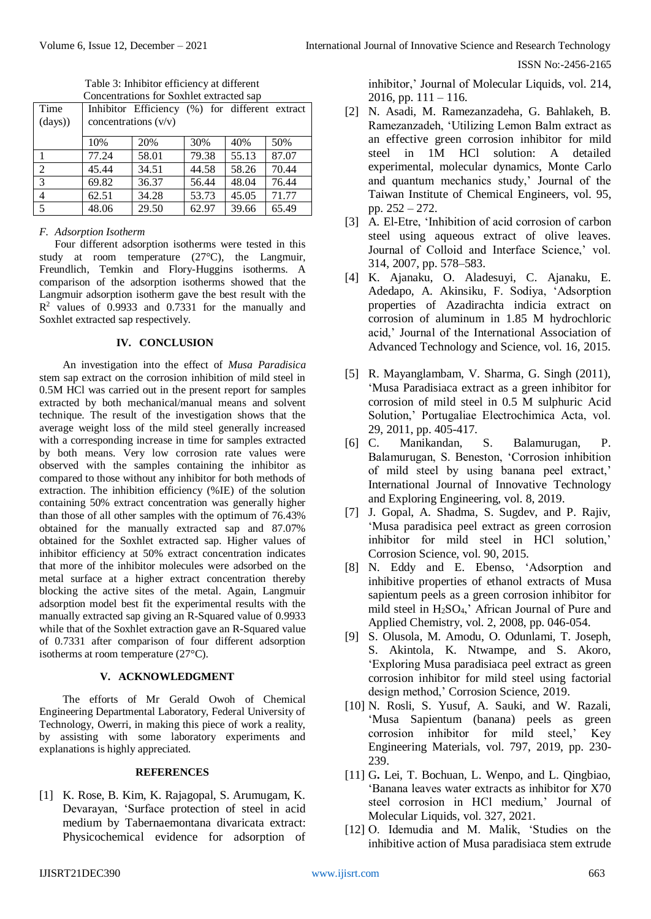Table 3: Inhibitor efficiency at different Concentrations for Soxhlet extracted sap

| Time (days)) | Inhibitor Efficiency (%) for different extract concentrations (v/v) | | | | |
|---|---|---|---|---|---|
| | 10% | 20% | 30% | 40% | 50% |
| 1 | 77.24 | 58.01 | 79.38 | 55.13 | 87.07 |
| 2 | 45.44 | 34.51 | 44.58 | 58.26 | 70.44 |
| 3 | 69.82 | 36.37 | 56.44 | 48.04 | 76.44 |
| 4 | 62.51 | 34.28 | 53.73 | 45.05 | 71.77 |
| 5 | 48.06 | 29.50 | 62.97 | 39.66 | 65.49 |

### *F. Adsorption Isotherm*

Four different adsorption isotherms were tested in this study at room temperature (27°C), the Langmuir, Freundlich, Temkin and Flory-Huggins isotherms. A comparison of the adsorption isotherms showed that the Langmuir adsorption isotherm gave the best result with the $R^2$ values of 0.9933 and 0.7331 for the manually and Soxhlet extracted sap respectively.

## IV. CONCLUSION

An investigation into the effect of *Musa Paradisica* stem sap extract on the corrosion inhibition of mild steel in 0.5M HCl was carried out in the present report for samples extracted by both mechanical/manual means and solvent technique. The result of the investigation shows that the average weight loss of the mild steel generally increased with a corresponding increase in time for samples extracted by both means. Very low corrosion rate values were observed with the samples containing the inhibitor as compared to those without any inhibitor for both methods of extraction. The inhibition efficiency (%IE) of the solution containing 50% extract concentration was generally higher than those of all other samples with the optimum of 76.43% obtained for the manually extracted sap and 87.07% obtained for the Soxhlet extracted sap. Higher values of inhibitor efficiency at 50% extract concentration indicates that more of the inhibitor molecules were adsorbed on the metal surface at a higher extract concentration thereby blocking the active sites of the metal. Again, Langmuir adsorption model best fit the experimental results with the manually extracted sap giving an R-Squared value of 0.9933 while that of the Soxhlet extraction gave an R-Squared value of 0.7331 after comparison of four different adsorption isotherms at room temperature (27°C).

## V. ACKNOWLEDGMENT

The efforts of Mr Gerald Owoh of Chemical Engineering Departmental Laboratory, Federal University of Technology, Owerri, in making this piece of work a reality, by assisting with some laboratory experiments and explanations is highly appreciated.

## REFERENCES

[1] K. Rose, B. Kim, K. Rajagopal, S. Arumugam, K. Devarayan, 'Surface protection of steel in acid medium by Tabernaemontana divaricata extract: Physicochemical evidence for adsorption of inhibitor,' Journal of Molecular Liquids, vol. 214, 2016, pp. 111 – 116.

[2] N. Asadi, M. Ramezanzadeha, G. Bahlakeh, B. Ramezanzadeh, 'Utilizing Lemon Balm extract as an effective green corrosion inhibitor for mild steel in 1M HCl solution: A detailed experimental, molecular dynamics, Monte Carlo and quantum mechanics study,' Journal of the Taiwan Institute of Chemical Engineers, vol. 95, pp. 252 – 272.

[3] A. El-Etre, 'Inhibition of acid corrosion of carbon steel using aqueous extract of olive leaves. Journal of Colloid and Interface Science,' vol. 314, 2007, pp. 578–583.

[4] K. Ajanaku, O. Aladesuyi, C. Ajanaku, E. Adedapo, A. Akinsiku, F. Sodiya, 'Adsorption properties of Azadirachta indicia extract on corrosion of aluminum in 1.85 M hydrochloric acid,' Journal of the International Association of Advanced Technology and Science, vol. 16, 2015.

[5] R. Mayanglambam, V. Sharma, G. Singh (2011), 'Musa Paradisiaca extract as a green inhibitor for corrosion of mild steel in 0.5 M sulphuric Acid Solution,' Portugaliae Electrochimica Acta, vol. 29, 2011, pp. 405-417.

[6] C. Manikandan, S. Balamurugan, P. Balamurugan, S. Beneston, 'Corrosion inhibition of mild steel by using banana peel extract,' International Journal of Innovative Technology and Exploring Engineering, vol. 8, 2019.

[7] J. Gopal, A. Shadma, S. Sugdev, and P. Rajiv, 'Musa paradisica peel extract as green corrosion inhibitor for mild steel in HCl solution,' Corrosion Science, vol. 90, 2015.

[8] N. Eddy and E. Ebenso, 'Adsorption and inhibitive properties of ethanol extracts of Musa sapientum peels as a green corrosion inhibitor for mild steel in $H_2SO_4$,' African Journal of Pure and Applied Chemistry, vol. 2, 2008, pp. 046-054.

[9] S. Olusola, M. Amodu, O. Odunlami, T. Joseph, S. Akintola, K. Ntwampe, and S. Akoro, 'Exploring Musa paradisiaca peel extract as green corrosion inhibitor for mild steel using factorial design method,' Corrosion Science, 2019.

[10] N. Rosli, S. Yusuf, A. Sauki, and W. Razali, 'Musa Sapientum (banana) peels as green corrosion inhibitor for mild steel,' Key Engineering Materials, vol. 797, 2019, pp. 230-239.

[11] G. Lei, T. Bochuan, L. Wenpo, and L. Qingbiao, 'Banana leaves water extracts as inhibitor for X70 steel corrosion in HCl medium,' Journal of Molecular Liquids, vol. 327, 2021.

[12] O. Idemudia and M. Malik, 'Studies on the inhibitive action of Musa paradisiaca stem extrude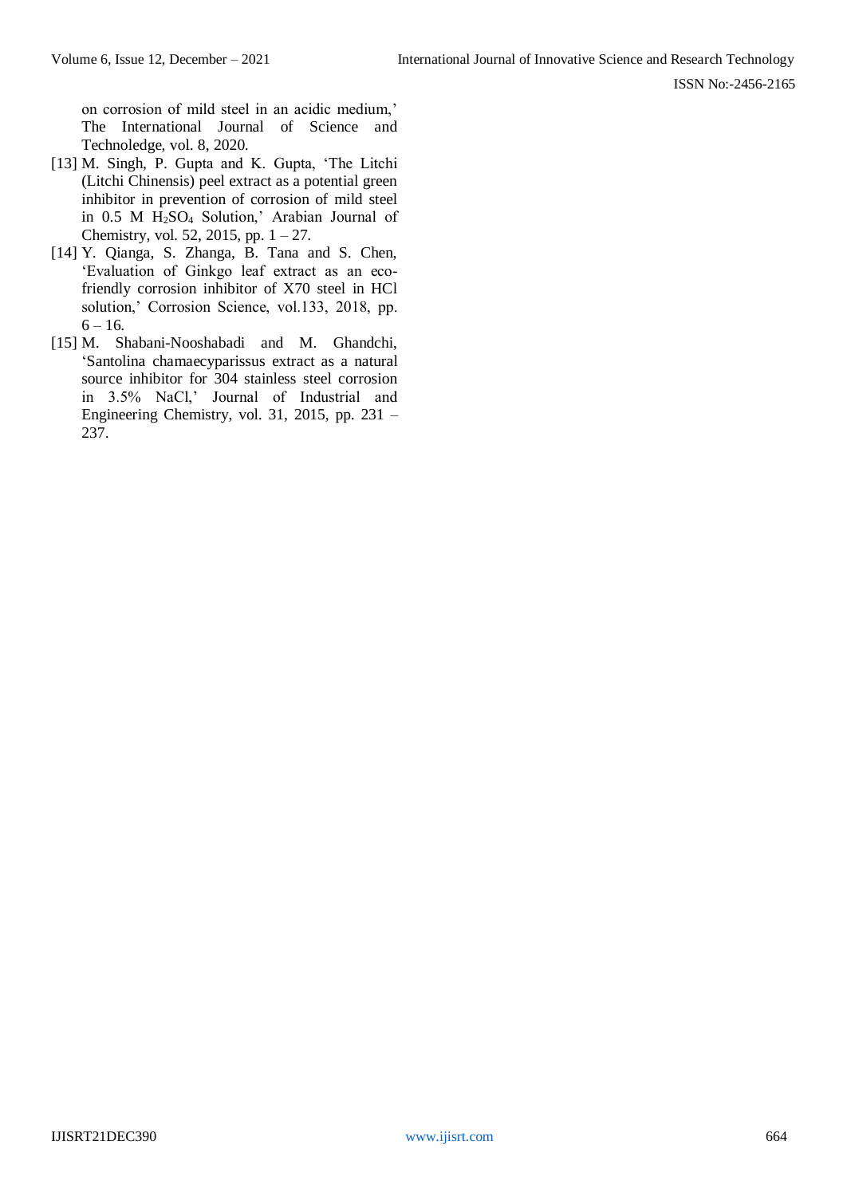on corrosion of mild steel in an acidic medium,' The International Journal of Science and Technoledge, vol. 8, 2020.

[13] M. Singh, P. Gupta and K. Gupta, 'The Litchi (Litchi Chinensis) peel extract as a potential green inhibitor in prevention of corrosion of mild steel in 0.5 M $H_2SO_4$ Solution,' Arabian Journal of Chemistry, vol. 52, 2015, pp. 1 – 27.

[14] Y. Qianga, S. Zhanga, B. Tana and S. Chen, 'Evaluation of Ginkgo leaf extract as an eco-friendly corrosion inhibitor of X70 steel in HCl solution,' Corrosion Science, vol.133, 2018, pp. 6 – 16.

[15] M. Shabani-Nooshabadi and M. Ghandchi, 'Santolina chamaecyparissus extract as a natural source inhibitor for 304 stainless steel corrosion in 3.5% NaCl,' Journal of Industrial and Engineering Chemistry, vol. 31, 2015, pp. 231 – 237.